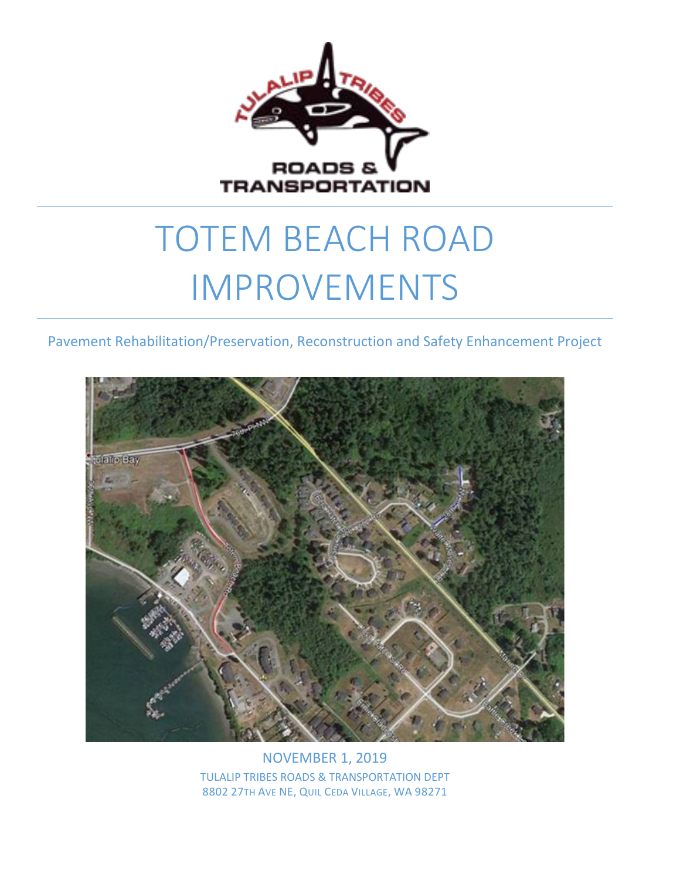# TOTEM BEACH ROAD IMPROVEMENTS

Pavement Rehabilitation/Preservation, Reconstruction and Safety Enhancement Project

NOVEMBER 1, 2019

TULALIP TRIBES ROADS & TRANSPORTATION DEPT

8802 27TH AVE NE, QUIL CEDA VILLAGE, WA 98271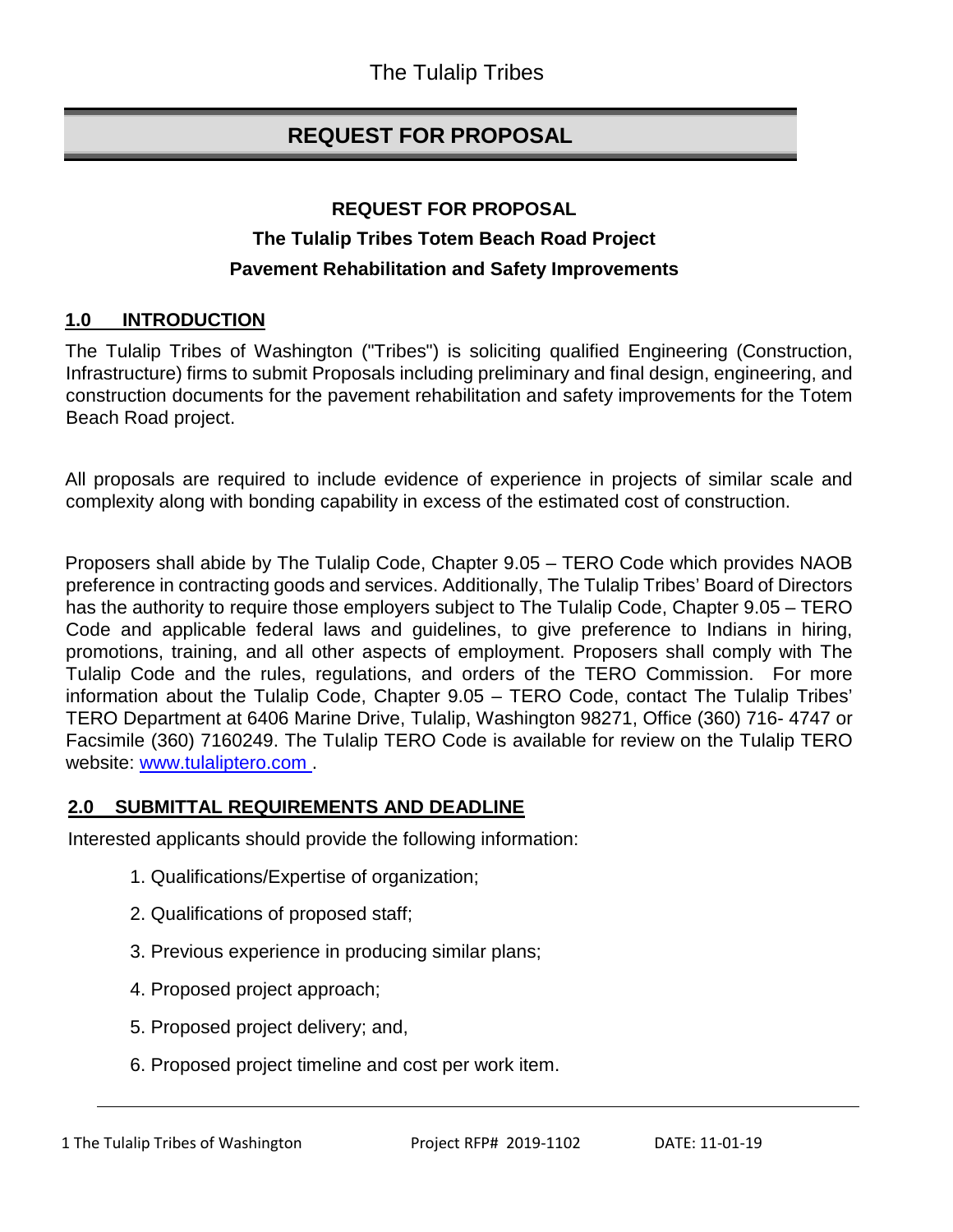The Tulalip Tribes

# REQUEST FOR PROPOSAL

**REQUEST FOR PROPOSAL**

**The Tulalip Tribes Totem Beach Road Project**

**Pavement Rehabilitation and Safety Improvements**

## 1.0 INTRODUCTION

The Tulalip Tribes of Washington ("Tribes") is soliciting qualified Engineering (Construction, Infrastructure) firms to submit Proposals including preliminary and final design, engineering, and construction documents for the pavement rehabilitation and safety improvements for the Totem Beach Road project.

All proposals are required to include evidence of experience in projects of similar scale and complexity along with bonding capability in excess of the estimated cost of construction.

Proposers shall abide by The Tulalip Code, Chapter 9.05 – TERO Code which provides NAOB preference in contracting goods and services. Additionally, The Tulalip Tribes' Board of Directors has the authority to require those employers subject to The Tulalip Code, Chapter 9.05 – TERO Code and applicable federal laws and guidelines, to give preference to Indians in hiring, promotions, training, and all other aspects of employment. Proposers shall comply with The Tulalip Code and the rules, regulations, and orders of the TERO Commission. For more information about the Tulalip Code, Chapter 9.05 – TERO Code, contact The Tulalip Tribes' TERO Department at 6406 Marine Drive, Tulalip, Washington 98271, Office (360) 716- 4747 or Facsimile (360) 7160249. The Tulalip TERO Code is available for review on the Tulalip TERO website: [www.tuliptero.com](http://www.tulaliptero.com) .

## 2.0 SUBMITTAL REQUIREMENTS AND DEADLINE

Interested applicants should provide the following information:

1. Qualifications/Expertise of organization;
2. Qualifications of proposed staff;
3. Previous experience in producing similar plans;
4. Proposed project approach;
5. Proposed project delivery; and,
6. Proposed project timeline and cost per work item.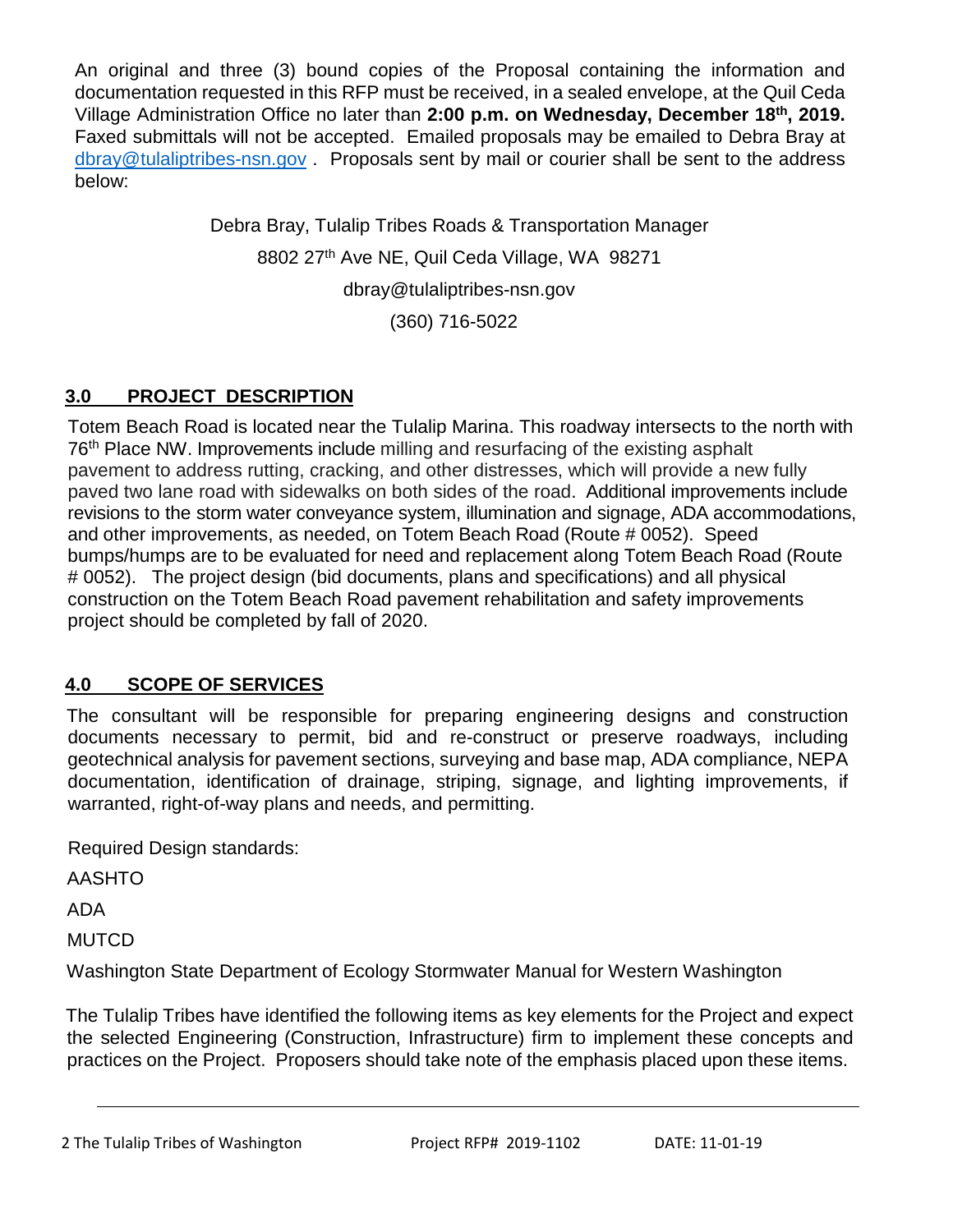An original and three (3) bound copies of the Proposal containing the information and documentation requested in this RFP must be received, in a sealed envelope, at the Quil Ceda Village Administration Office no later than **2:00 p.m. on Wednesday, December 18th, 2019.** Faxed submittals will not be accepted. Emailed proposals may be emailed to Debra Bray at dbray@tulaliptribes-nsn.gov . Proposals sent by mail or courier shall be sent to the address below:

Debra Bray, Tulalip Tribes Roads & Transportation Manager
8802 27th Ave NE, Quil Ceda Village, WA 98271
dbray@tulaliptribes-nsn.gov
(360) 716-5022

## 3.0 PROJECT DESCRIPTION

Totem Beach Road is located near the Tulalip Marina. This roadway intersects to the north with 76th Place NW. Improvements include milling and resurfacing of the existing asphalt pavement to address rutting, cracking, and other distresses, which will provide a new fully paved two lane road with sidewalks on both sides of the road. Additional improvements include revisions to the storm water conveyance system, illumination and signage, ADA accommodations, and other improvements, as needed, on Totem Beach Road (Route # 0052). Speed bumps/humps are to be evaluated for need and replacement along Totem Beach Road (Route # 0052). The project design (bid documents, plans and specifications) and all physical construction on the Totem Beach Road pavement rehabilitation and safety improvements project should be completed by fall of 2020.

## 4.0 SCOPE OF SERVICES

The consultant will be responsible for preparing engineering designs and construction documents necessary to permit, bid and re-construct or preserve roadways, including geotechnical analysis for pavement sections, surveying and base map, ADA compliance, NEPA documentation, identification of drainage, striping, signage, and lighting improvements, if warranted, right-of-way plans and needs, and permitting.

Required Design standards:

AASHTO

ADA

MUTCD

Washington State Department of Ecology Stormwater Manual for Western Washington

The Tulalip Tribes have identified the following items as key elements for the Project and expect the selected Engineering (Construction, Infrastructure) firm to implement these concepts and practices on the Project. Proposers should take note of the emphasis placed upon these items.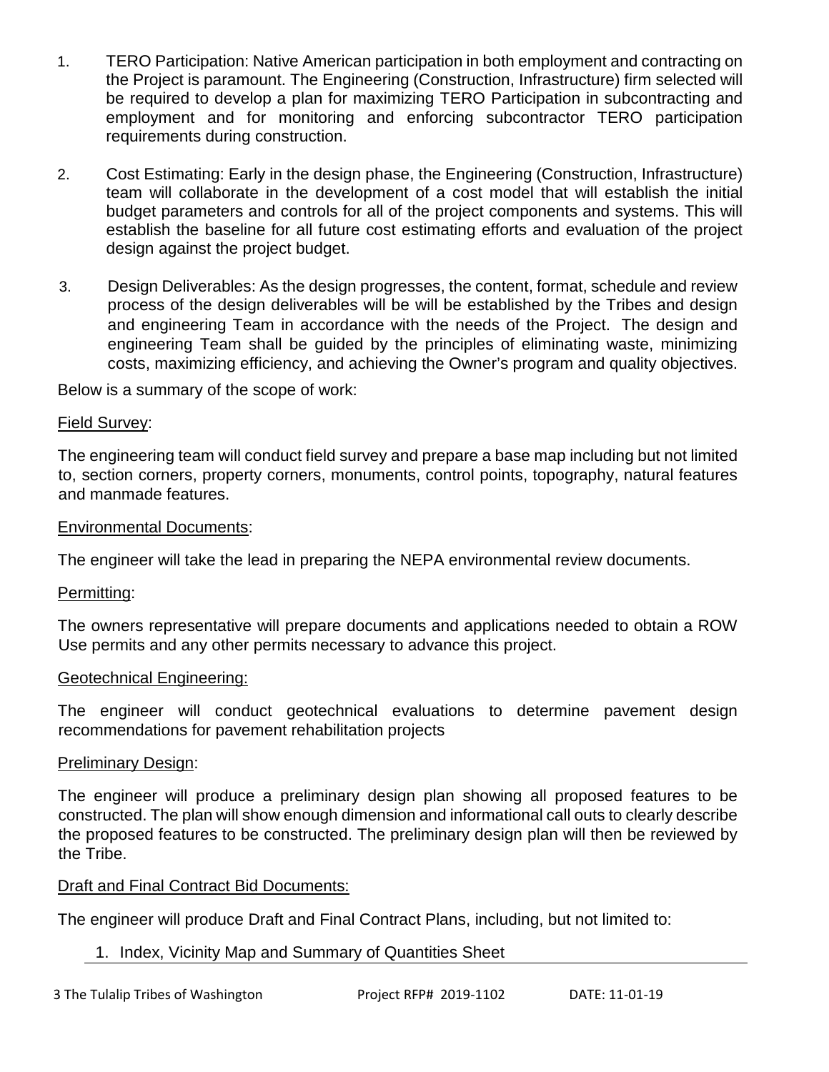1. TERO Participation: Native American participation in both employment and contracting on the Project is paramount. The Engineering (Construction, Infrastructure) firm selected will be required to develop a plan for maximizing TERO Participation in subcontracting and employment and for monitoring and enforcing subcontractor TERO participation requirements during construction.

2. Cost Estimating: Early in the design phase, the Engineering (Construction, Infrastructure) team will collaborate in the development of a cost model that will establish the initial budget parameters and controls for all of the project components and systems. This will establish the baseline for all future cost estimating efforts and evaluation of the project design against the project budget.

3. Design Deliverables: As the design progresses, the content, format, schedule and review process of the design deliverables will be will be established by the Tribes and design and engineering Team in accordance with the needs of the Project. The design and engineering Team shall be guided by the principles of eliminating waste, minimizing costs, maximizing efficiency, and achieving the Owner's program and quality objectives.

Below is a summary of the scope of work:

<u>Field Survey</u>:

The engineering team will conduct field survey and prepare a base map including but not limited to, section corners, property corners, monuments, control points, topography, natural features and manmade features.

<u>Environmental Documents</u>:

The engineer will take the lead in preparing the NEPA environmental review documents.

<u>Permitting</u>:

The owners representative will prepare documents and applications needed to obtain a ROW Use permits and any other permits necessary to advance this project.

<u>Geotechnical Engineering:</u>

The engineer will conduct geotechnical evaluations to determine pavement design recommendations for pavement rehabilitation projects

<u>Preliminary Design</u>:

The engineer will produce a preliminary design plan showing all proposed features to be constructed. The plan will show enough dimension and informational call outs to clearly describe the proposed features to be constructed. The preliminary design plan will then be reviewed by the Tribe.

<u>Draft and Final Contract Bid Documents:</u>

The engineer will produce Draft and Final Contract Plans, including, but not limited to:

1. Index, Vicinity Map and Summary of Quantities Sheet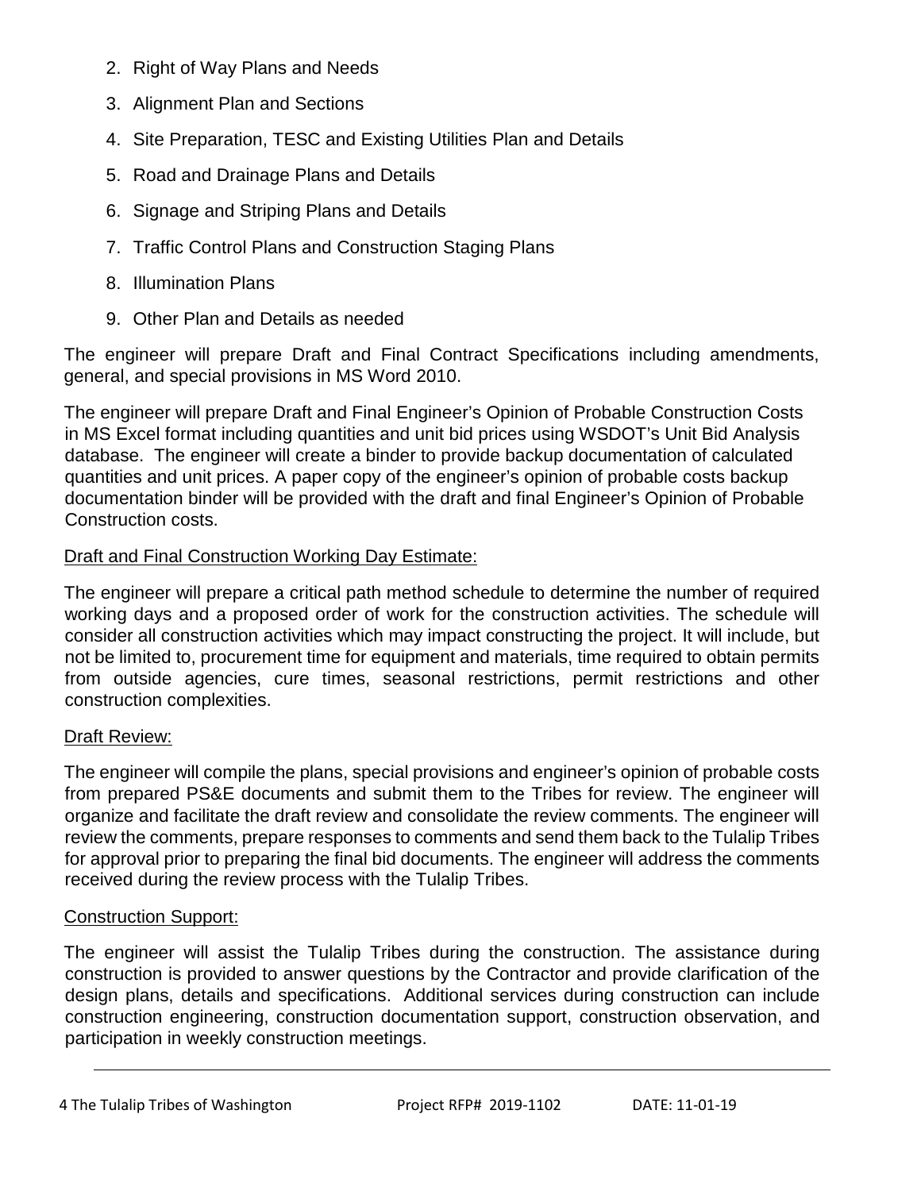2. Right of Way Plans and Needs
3. Alignment Plan and Sections
4. Site Preparation, TESC and Existing Utilities Plan and Details
5. Road and Drainage Plans and Details
6. Signage and Striping Plans and Details
7. Traffic Control Plans and Construction Staging Plans
8. Illumination Plans
9. Other Plan and Details as needed

The engineer will prepare Draft and Final Contract Specifications including amendments, general, and special provisions in MS Word 2010.

The engineer will prepare Draft and Final Engineer's Opinion of Probable Construction Costs in MS Excel format including quantities and unit bid prices using WSDOT's Unit Bid Analysis database. The engineer will create a binder to provide backup documentation of calculated quantities and unit prices. A paper copy of the engineer's opinion of probable costs backup documentation binder will be provided with the draft and final Engineer's Opinion of Probable Construction costs.

Draft and Final Construction Working Day Estimate:

The engineer will prepare a critical path method schedule to determine the number of required working days and a proposed order of work for the construction activities. The schedule will consider all construction activities which may impact constructing the project. It will include, but not be limited to, procurement time for equipment and materials, time required to obtain permits from outside agencies, cure times, seasonal restrictions, permit restrictions and other construction complexities.

Draft Review:

The engineer will compile the plans, special provisions and engineer's opinion of probable costs from prepared PS&E documents and submit them to the Tribes for review. The engineer will organize and facilitate the draft review and consolidate the review comments. The engineer will review the comments, prepare responses to comments and send them back to the Tulalip Tribes for approval prior to preparing the final bid documents. The engineer will address the comments received during the review process with the Tulalip Tribes.

Construction Support:

The engineer will assist the Tulalip Tribes during the construction. The assistance during construction is provided to answer questions by the Contractor and provide clarification of the design plans, details and specifications. Additional services during construction can include construction engineering, construction documentation support, construction observation, and participation in weekly construction meetings.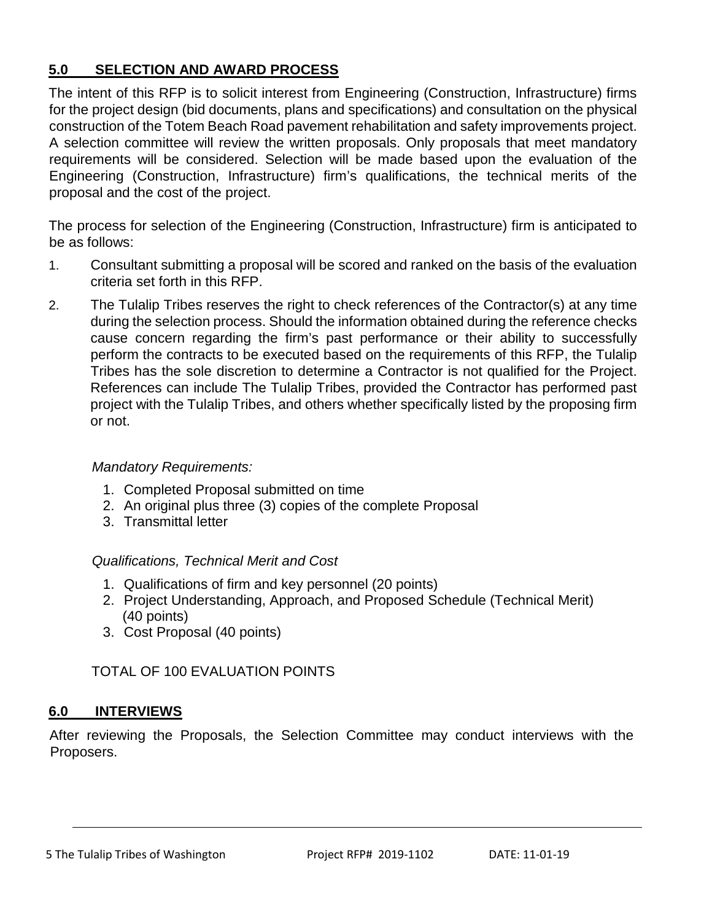## 5.0 SELECTION AND AWARD PROCESS

The intent of this RFP is to solicit interest from Engineering (Construction, Infrastructure) firms for the project design (bid documents, plans and specifications) and consultation on the physical construction of the Totem Beach Road pavement rehabilitation and safety improvements project. A selection committee will review the written proposals. Only proposals that meet mandatory requirements will be considered. Selection will be made based upon the evaluation of the Engineering (Construction, Infrastructure) firm's qualifications, the technical merits of the proposal and the cost of the project.

The process for selection of the Engineering (Construction, Infrastructure) firm is anticipated to be as follows:

1. Consultant submitting a proposal will be scored and ranked on the basis of the evaluation criteria set forth in this RFP.
2. The Tulalip Tribes reserves the right to check references of the Contractor(s) at any time during the selection process. Should the information obtained during the reference checks cause concern regarding the firm's past performance or their ability to successfully perform the contracts to be executed based on the requirements of this RFP, the Tulalip Tribes has the sole discretion to determine a Contractor is not qualified for the Project. References can include The Tulalip Tribes, provided the Contractor has performed past project with the Tulalip Tribes, and others whether specifically listed by the proposing firm or not.

*Mandatory Requirements:*

1. Completed Proposal submitted on time
2. An original plus three (3) copies of the complete Proposal
3. Transmittal letter

*Qualifications, Technical Merit and Cost*

1. Qualifications of firm and key personnel (20 points)
2. Project Understanding, Approach, and Proposed Schedule (Technical Merit) (40 points)
3. Cost Proposal (40 points)

TOTAL OF 100 EVALUATION POINTS

## 6.0 INTERVIEWS

After reviewing the Proposals, the Selection Committee may conduct interviews with the Proposers.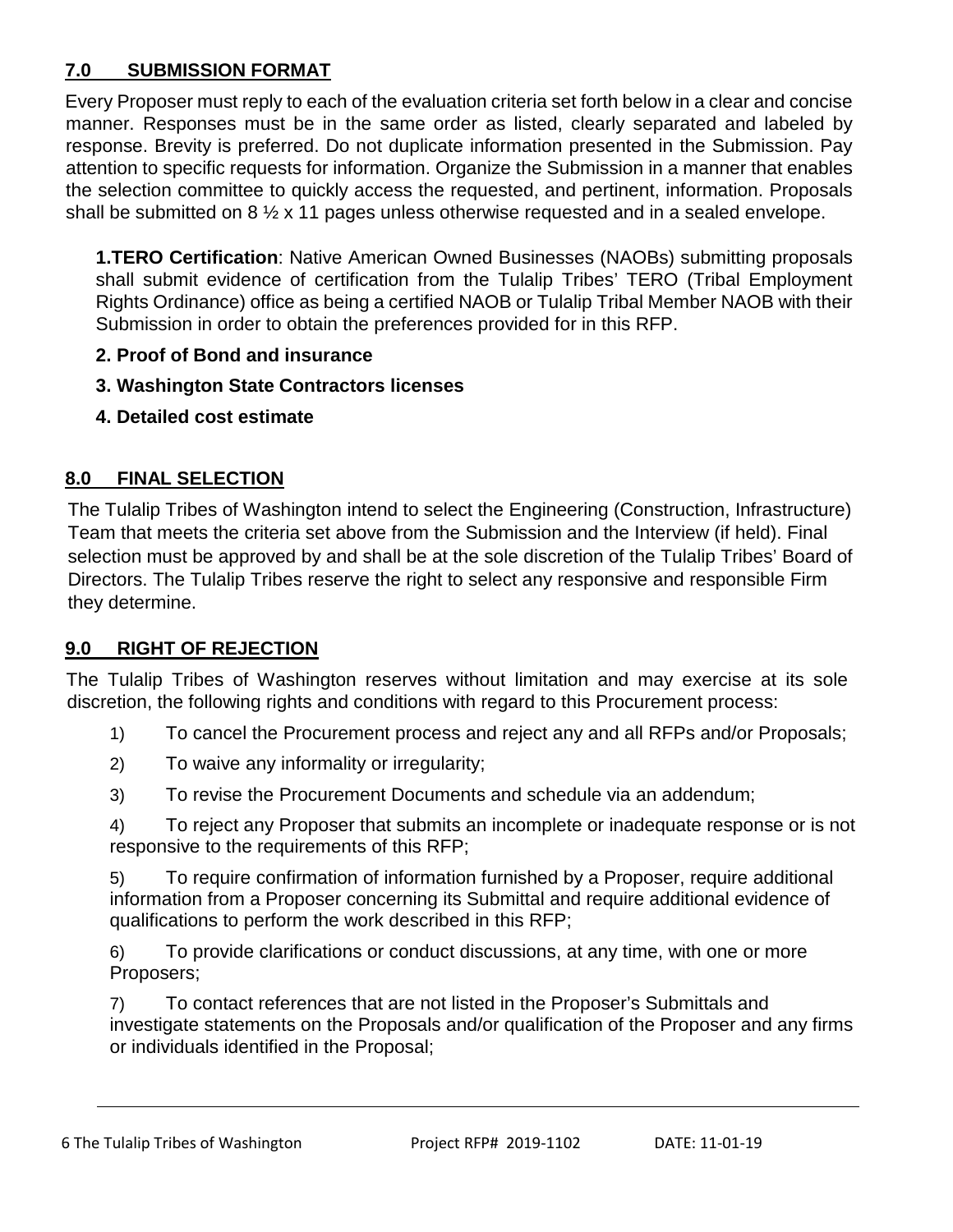## 7.0 SUBMISSION FORMAT

Every Proposer must reply to each of the evaluation criteria set forth below in a clear and concise manner. Responses must be in the same order as listed, clearly separated and labeled by response. Brevity is preferred. Do not duplicate information presented in the Submission. Pay attention to specific requests for information. Organize the Submission in a manner that enables the selection committee to quickly access the requested, and pertinent, information. Proposals shall be submitted on 8 ½ x 11 pages unless otherwise requested and in a sealed envelope.

**1.TERO Certification**: Native American Owned Businesses (NAOBs) submitting proposals shall submit evidence of certification from the Tulalip Tribes' TERO (Tribal Employment Rights Ordinance) office as being a certified NAOB or Tulalip Tribal Member NAOB with their Submission in order to obtain the preferences provided for in this RFP.

**2. Proof of Bond and insurance**

**3. Washington State Contractors licenses**

**4. Detailed cost estimate**

## 8.0 FINAL SELECTION

The Tulalip Tribes of Washington intend to select the Engineering (Construction, Infrastructure) Team that meets the criteria set above from the Submission and the Interview (if held). Final selection must be approved by and shall be at the sole discretion of the Tulalip Tribes' Board of Directors. The Tulalip Tribes reserve the right to select any responsive and responsible Firm they determine.

## 9.0 RIGHT OF REJECTION

The Tulalip Tribes of Washington reserves without limitation and may exercise at its sole discretion, the following rights and conditions with regard to this Procurement process:

1) To cancel the Procurement process and reject any and all RFPs and/or Proposals;

2) To waive any informality or irregularity;

3) To revise the Procurement Documents and schedule via an addendum;

4) To reject any Proposer that submits an incomplete or inadequate response or is not responsive to the requirements of this RFP;

5) To require confirmation of information furnished by a Proposer, require additional information from a Proposer concerning its Submittal and require additional evidence of qualifications to perform the work described in this RFP;

6) To provide clarifications or conduct discussions, at any time, with one or more Proposers;

7) To contact references that are not listed in the Proposer's Submittals and investigate statements on the Proposals and/or qualification of the Proposer and any firms or individuals identified in the Proposal;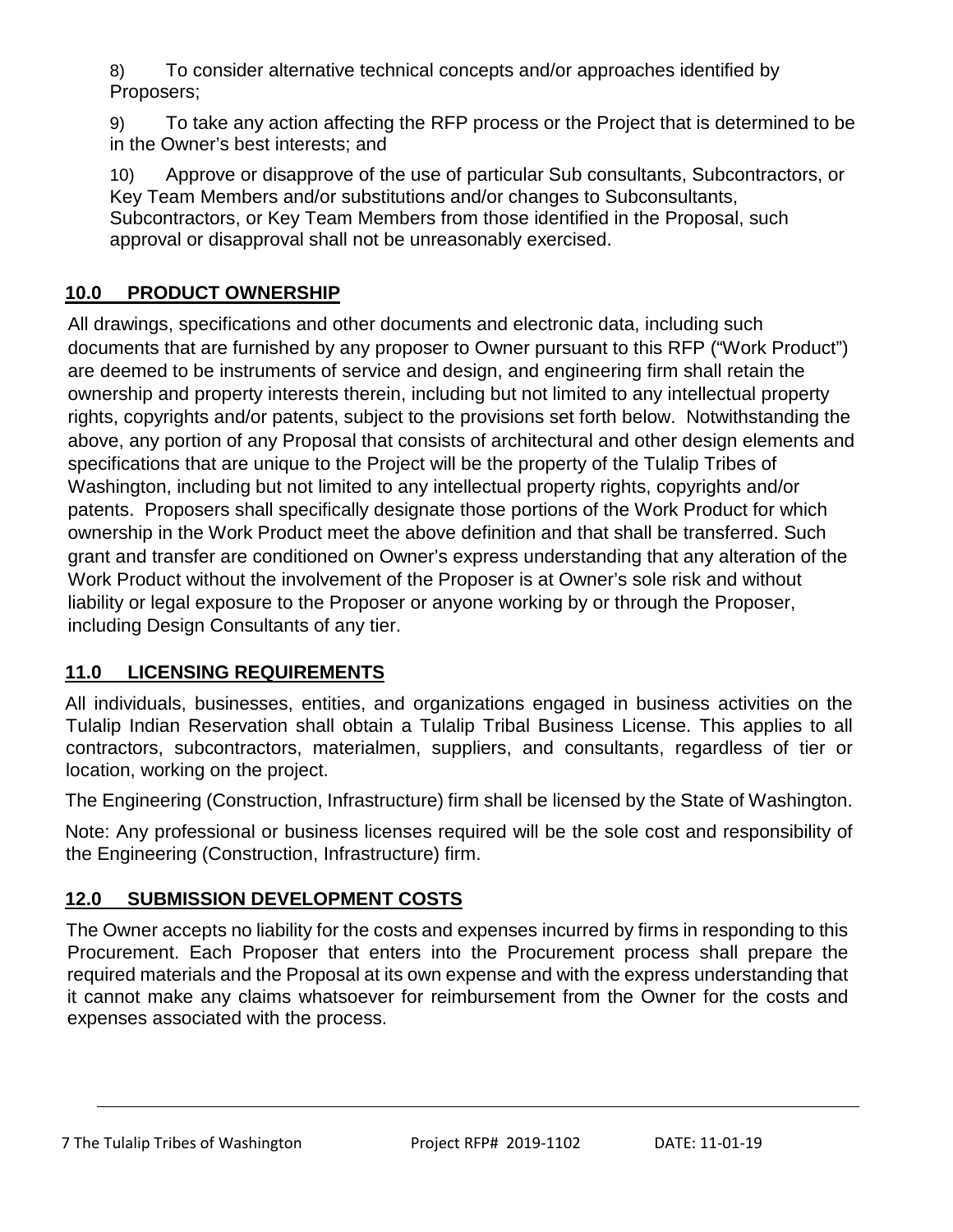8) To consider alternative technical concepts and/or approaches identified by Proposers;

9) To take any action affecting the RFP process or the Project that is determined to be in the Owner's best interests; and

10) Approve or disapprove of the use of particular Sub consultants, Subcontractors, or Key Team Members and/or substitutions and/or changes to Subconsultants, Subcontractors, or Key Team Members from those identified in the Proposal, such approval or disapproval shall not be unreasonably exercised.

## 10.0 PRODUCT OWNERSHIP

All drawings, specifications and other documents and electronic data, including such documents that are furnished by any proposer to Owner pursuant to this RFP ("Work Product") are deemed to be instruments of service and design, and engineering firm shall retain the ownership and property interests therein, including but not limited to any intellectual property rights, copyrights and/or patents, subject to the provisions set forth below. Notwithstanding the above, any portion of any Proposal that consists of architectural and other design elements and specifications that are unique to the Project will be the property of the Tulalip Tribes of Washington, including but not limited to any intellectual property rights, copyrights and/or patents. Proposers shall specifically designate those portions of the Work Product for which ownership in the Work Product meet the above definition and that shall be transferred. Such grant and transfer are conditioned on Owner's express understanding that any alteration of the Work Product without the involvement of the Proposer is at Owner's sole risk and without liability or legal exposure to the Proposer or anyone working by or through the Proposer, including Design Consultants of any tier.

## 11.0 LICENSING REQUIREMENTS

All individuals, businesses, entities, and organizations engaged in business activities on the Tulalip Indian Reservation shall obtain a Tulalip Tribal Business License. This applies to all contractors, subcontractors, materialmen, suppliers, and consultants, regardless of tier or location, working on the project.

The Engineering (Construction, Infrastructure) firm shall be licensed by the State of Washington.

Note: Any professional or business licenses required will be the sole cost and responsibility of the Engineering (Construction, Infrastructure) firm.

## 12.0 SUBMISSION DEVELOPMENT COSTS

The Owner accepts no liability for the costs and expenses incurred by firms in responding to this Procurement. Each Proposer that enters into the Procurement process shall prepare the required materials and the Proposal at its own expense and with the express understanding that it cannot make any claims whatsoever for reimbursement from the Owner for the costs and expenses associated with the process.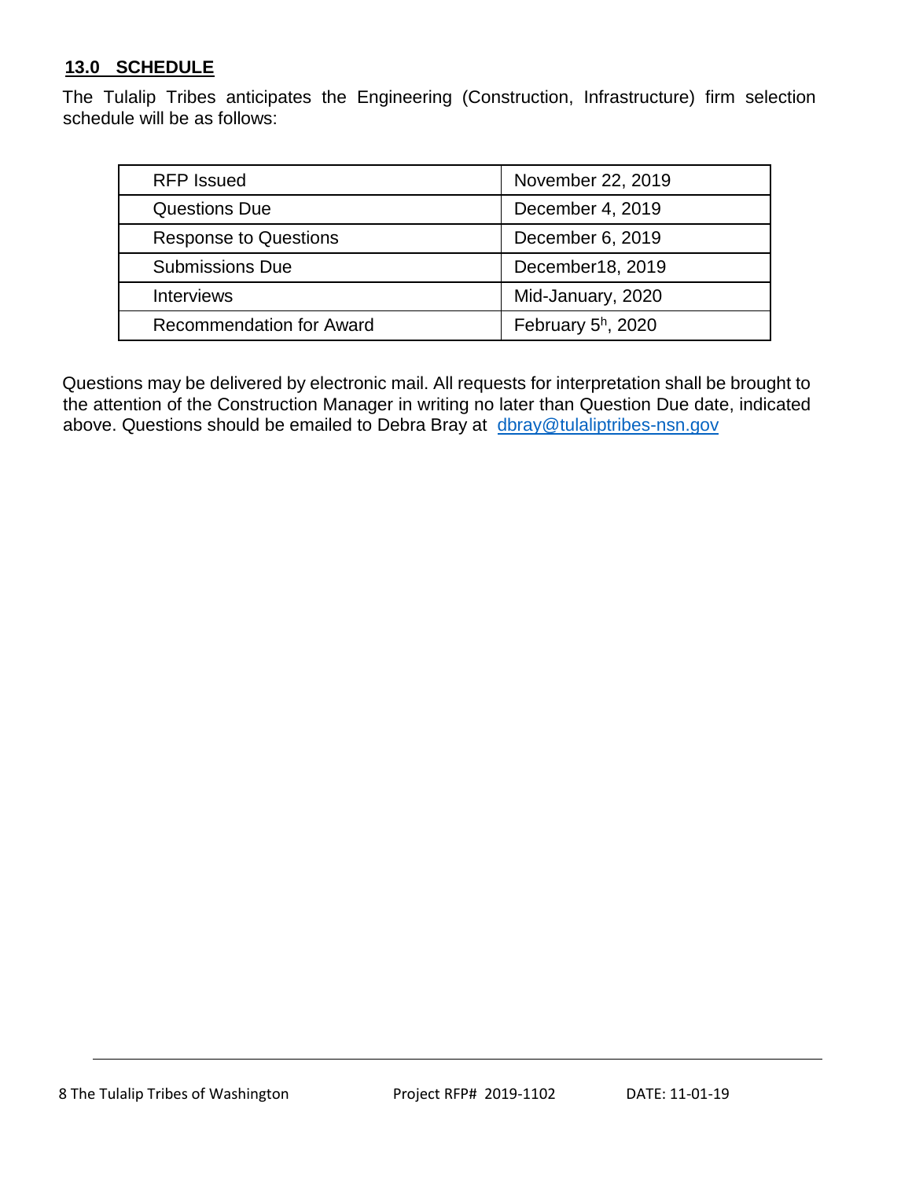## 13.0 SCHEDULE

The Tulalip Tribes anticipates the Engineering (Construction, Infrastructure) firm selection schedule will be as follows:

| | |
|---|---|
| RFP Issued | November 22, 2019 |
| Questions Due | December 4, 2019 |
| Response to Questions | December 6, 2019 |
| Submissions Due | December18, 2019 |
| Interviews | Mid-January, 2020 |
| Recommendation for Award | February 5h, 2020 |

Questions may be delivered by electronic mail. All requests for interpretation shall be brought to the attention of the Construction Manager in writing no later than Question Due date, indicated above. Questions should be emailed to Debra Bray at [dbray@tulaliptribes-nsn.gov](mailto:dbray@tulaliptribes-nsn.gov)